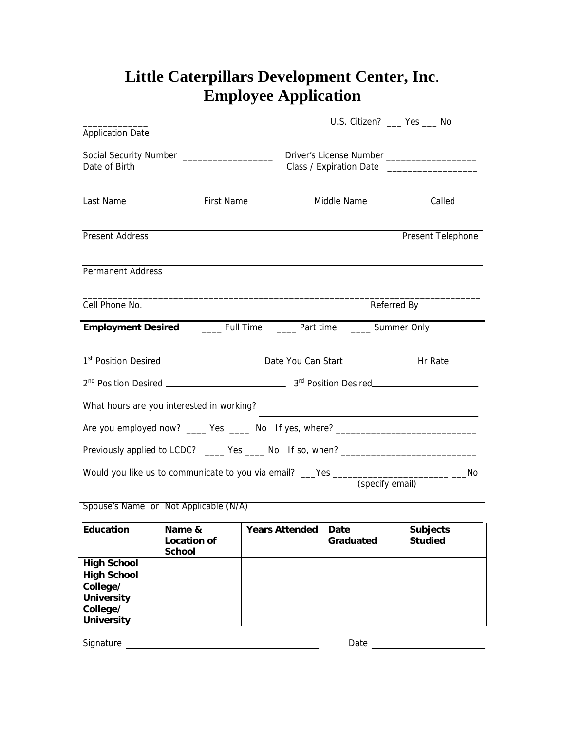# Little Caterpillars Development Center, Inc.
# Employee Application

_____________ U.S. Citizen? ___ Yes ___ No
Application Date

Social Security Number ___________________ Driver's License Number ___________________
Date of Birth ___________________ Class / Expiration Date ___________________

Last Name First Name Middle Name Called

Present Address Present Telephone

Permanent Address

_______________________________________________________________________________
Cell Phone No. Referred By

**Employment Desired** ____ Full Time ____ Part time ____ Summer Only

1st Position Desired Date You Can Start Hr Rate

2nd Position Desired ________________________ 3rd Position Desired ______________________

What hours are you interested in working? ________________________________________

Are you employed now? ____ Yes ____ No If yes, where? ____________________________

Previously applied to LCDC? ____ Yes ____ No If so, when? ___________________________

Would you like us to communicate to you via email? ___Yes ________________________ ___No
(specify email)

Spouse's Name or Not Applicable (N/A)

| **Education** | **Name & Location of School** | **Years Attended** | **Date Graduated** | **Subjects Studied** |
|---|---|---|---|---|
| **High School** | | | | |
| **High School** | | | | |
| **College/ University** | | | | |
| **College/ University** | | | | |

Signature ________________________________________ Date ________________________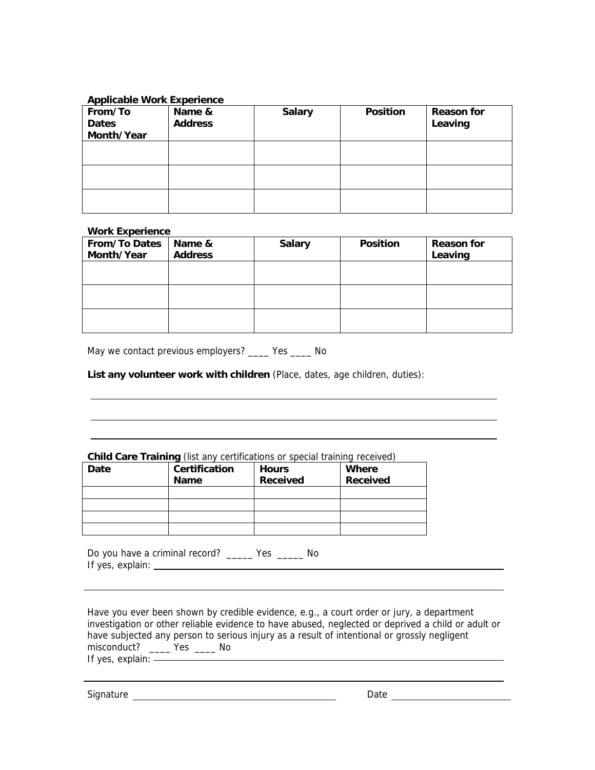**Applicable Work Experience**

| From/To Dates Month/Year | Name & Address | Salary | Position | Reason for Leaving |
|---|---|---|---|---|
| | | | | |
| | | | | |
| | | | | |

**Work Experience**

| From/To Dates Month/Year | Name & Address | Salary | Position | Reason for Leaving |
|---|---|---|---|---|
| | | | | |
| | | | | |
| | | | | |

May we contact previous employers? ____ Yes ____ No

**List any volunteer work with children** (Place, dates, age children, duties):

______________________________________________________________________________

______________________________________________________________________________

______________________________________________________________________________

**Child Care Training** (list any certifications or special training received)

| Date | Certification Name | Hours Received | Where Received |
|---|---|---|---|
| | | | |
| | | | |
| | | | |
| | | | |

Do you have a criminal record? _____ Yes _____ No
If yes, explain: ______________________________________________________________

______________________________________________________________________________

Have you ever been shown by credible evidence, e.g., a court order or jury, a department investigation or other reliable evidence to have abused, neglected or deprived a child or adult or have subjected any person to serious injury as a result of intentional or grossly negligent misconduct? ____ Yes ____ No
If yes, explain: ______________________________________________________________

______________________________________________________________________________

Signature ____________________________________ Date ______________________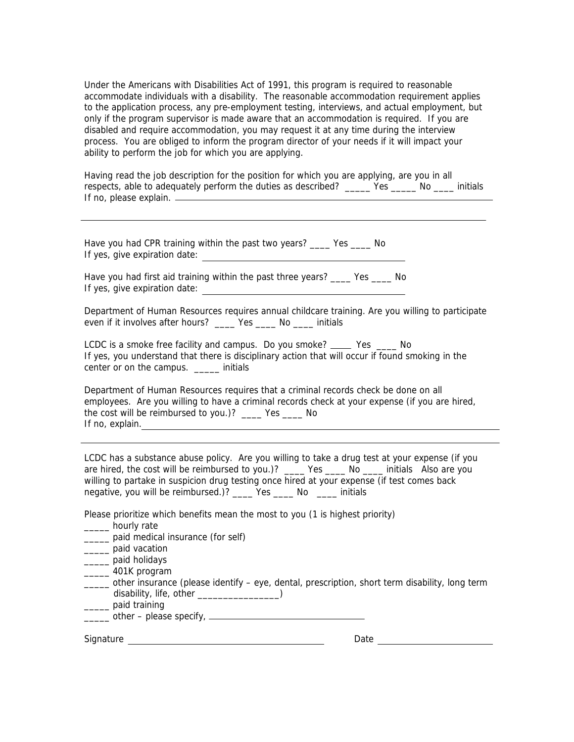Under the Americans with Disabilities Act of 1991, this program is required to reasonable accommodate individuals with a disability. The reasonable accommodation requirement applies to the application process, any pre-employment testing, interviews, and actual employment, but only if the program supervisor is made aware that an accommodation is required. If you are disabled and require accommodation, you may request it at any time during the interview process. You are obliged to inform the program director of your needs if it will impact your ability to perform the job for which you are applying.

Having read the job description for the position for which you are applying, are you in all respects, able to adequately perform the duties as described? _____ Yes _____ No ____ initials
If no, please explain. ____________________________________________________________

______________________________________________________________________________

Have you had CPR training within the past two years? ____ Yes ____ No
If yes, give expiration date: ________________________________________

Have you had first aid training within the past three years? ____ Yes ____ No
If yes, give expiration date: ________________________________________

Department of Human Resources requires annual childcare training. Are you willing to participate even if it involves after hours? ____ Yes ____ No ____ initials

LCDC is a smoke free facility and campus. Do you smoke? _____ Yes ____ No
If yes, you understand that there is disciplinary action that will occur if found smoking in the center or on the campus. _____ initials

Department of Human Resources requires that a criminal records check be done on all employees. Are you willing to have a criminal records check at your expense (if you are hired, the cost will be reimbursed to you.)? ____ Yes ____ No
If no, explain. ______________________________________________________________________

______________________________________________________________________________

LCDC has a substance abuse policy. Are you willing to take a drug test at your expense (if you are hired, the cost will be reimbursed to you.)? ____ Yes ____ No ____ initials Also are you willing to partake in suspicion drug testing once hired at your expense (if test comes back negative, you will be reimbursed.)? ____ Yes ____ No ____ initials

Please prioritize which benefits mean the most to you (1 is highest priority)

_____ hourly rate
_____ paid medical insurance (for self)
_____ paid vacation
_____ paid holidays
_____ 401K program
_____ other insurance (please identify – eye, dental, prescription, short term disability, long term disability, life, other _________________)
_____ paid training
_____ other – please specify, ________________________________

Signature ________________________________________ Date ________________________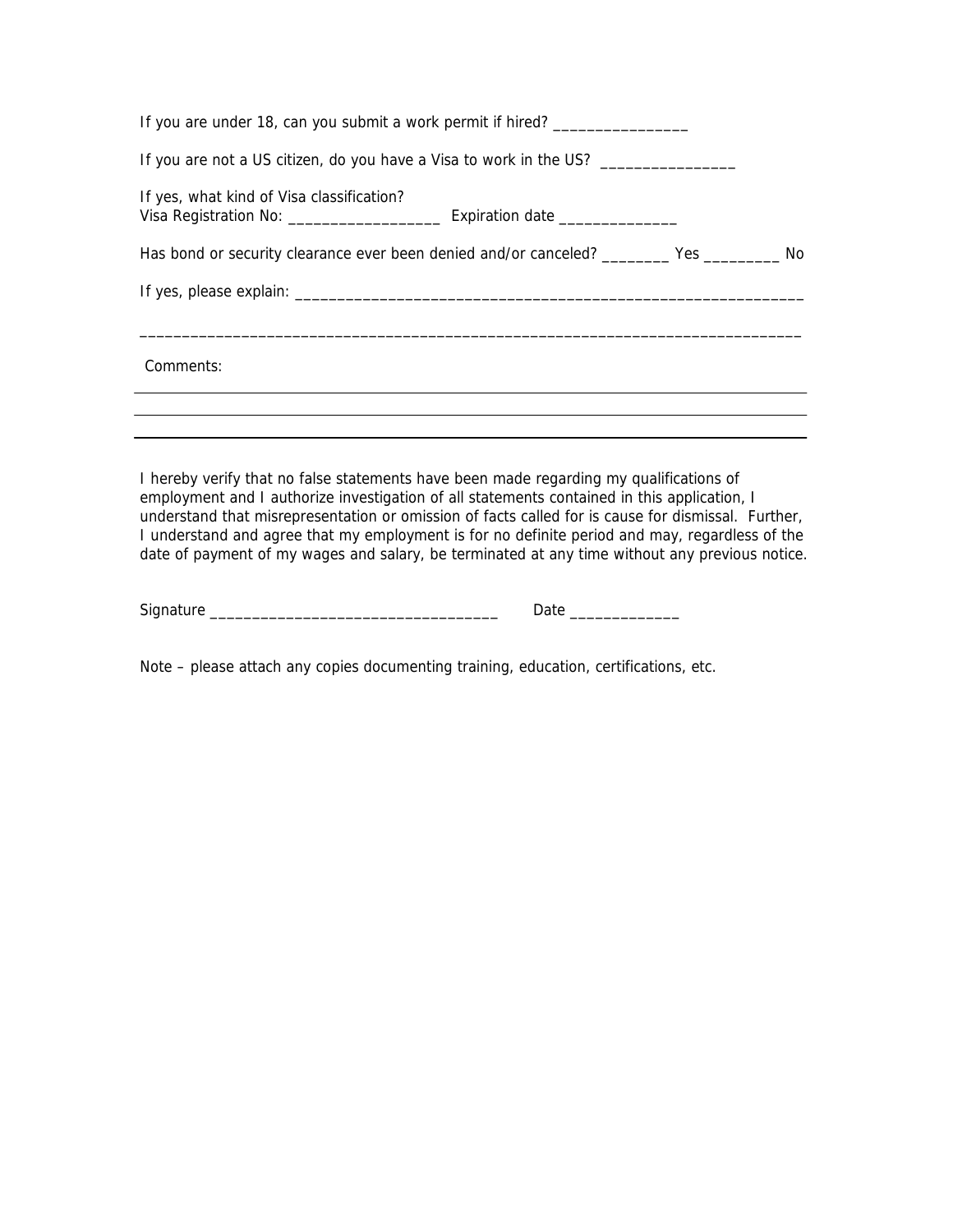If you are under 18, can you submit a work permit if hired? ________________

If you are not a US citizen, do you have a Visa to work in the US? ________________

If yes, what kind of Visa classification?
Visa Registration No: __________________ Expiration date ______________

Has bond or security clearance ever been denied and/or canceled? ________ Yes _________ No

If yes, please explain: ____________________________________________________________

______________________________________________________________________________

Comments:

______________________________________________________________________________

______________________________________________________________________________

______________________________________________________________________________

I hereby verify that no false statements have been made regarding my qualifications of employment and I authorize investigation of all statements contained in this application, I understand that misrepresentation or omission of facts called for is cause for dismissal. Further, I understand and agree that my employment is for no definite period and may, regardless of the date of payment of my wages and salary, be terminated at any time without any previous notice.

Signature __________________________________ Date _____________

Note – please attach any copies documenting training, education, certifications, etc.